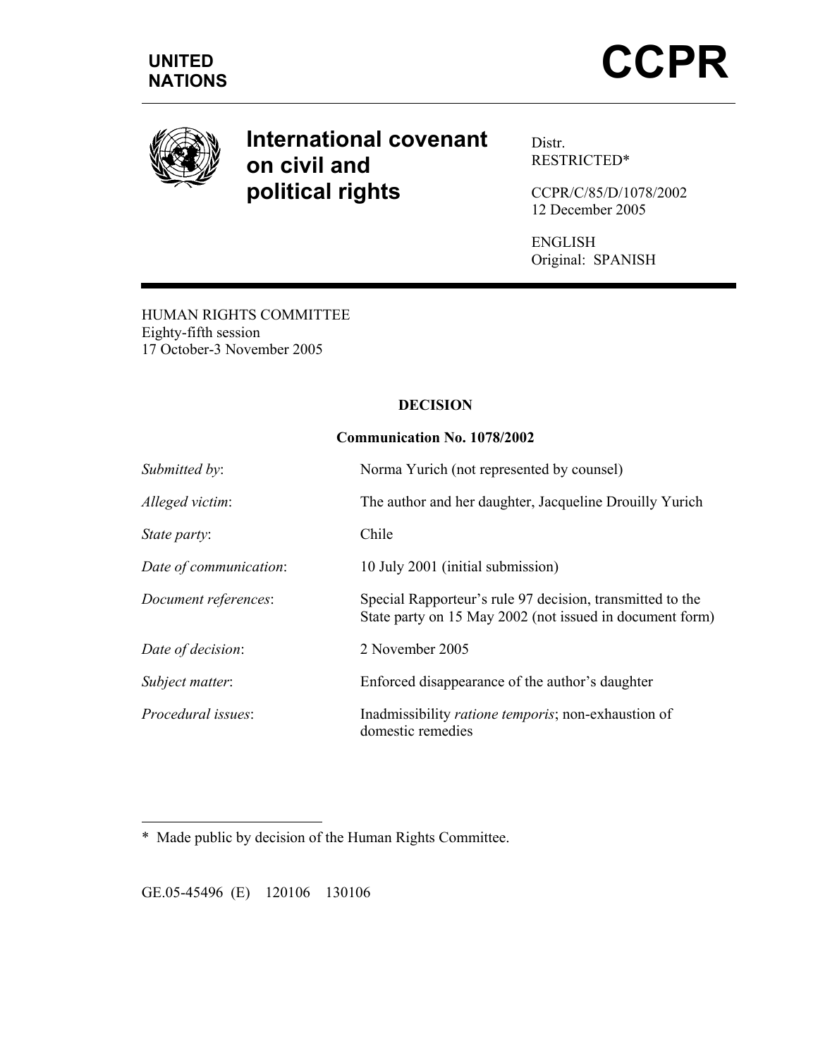**UNITED NATIONS**

# CCPR

## International covenant on civil and political rights

Distr.
RESTRICTED*

CCPR/C/85/D/1078/2002
12 December 2005

ENGLISH
Original: SPANISH

HUMAN RIGHTS COMMITTEE
Eighty-fifth session
17 October-3 November 2005

**DECISION**

**Communication No. 1078/2002**

| | |
|---|---|
| *Submitted by*: | Norma Yurich (not represented by counsel) |
| *Alleged victim*: | The author and her daughter, Jacqueline Drouilly Yurich |
| *State party*: | Chile |
| *Date of communication*: | 10 July 2001 (initial submission) |
| *Document references*: | Special Rapporteur's rule 97 decision, transmitted to the State party on 15 May 2002 (not issued in document form) |
| *Date of decision*: | 2 November 2005 |
| *Subject matter*: | Enforced disappearance of the author's daughter |
| *Procedural issues*: | Inadmissibility *ratione temporis*; non-exhaustion of domestic remedies |

\* Made public by decision of the Human Rights Committee.

GE.05-45496 (E) 120106 130106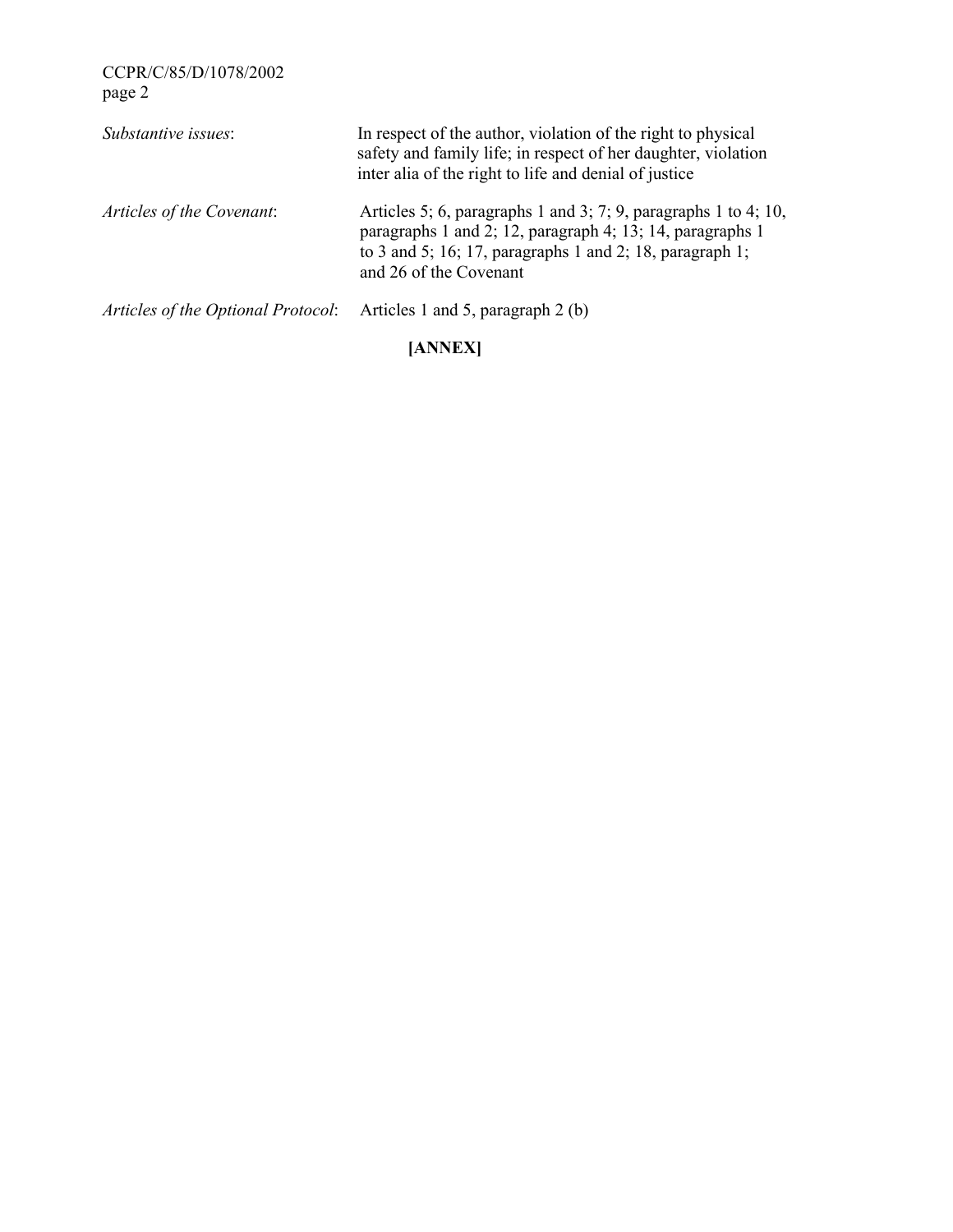*Substantive issues*: In respect of the author, violation of the right to physical safety and family life; in respect of her daughter, violation inter alia of the right to life and denial of justice

*Articles of the Covenant*: Articles 5; 6, paragraphs 1 and 3; 7; 9, paragraphs 1 to 4; 10, paragraphs 1 and 2; 12, paragraph 4; 13; 14, paragraphs 1 to 3 and 5; 16; 17, paragraphs 1 and 2; 18, paragraph 1; and 26 of the Covenant

*Articles of the Optional Protocol*: Articles 1 and 5, paragraph 2 (b)

**[ANNEX]**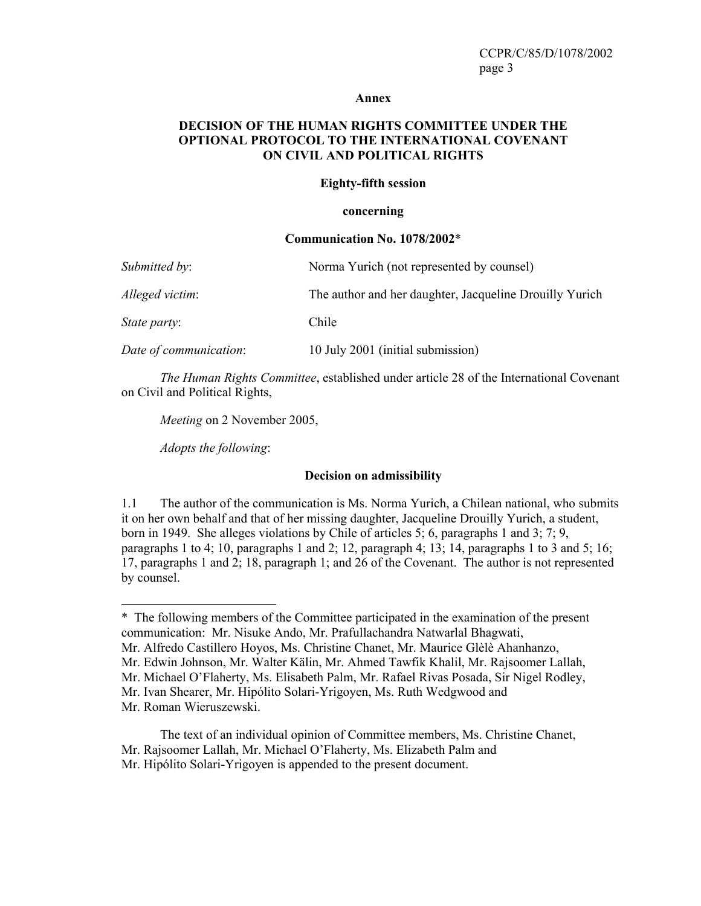**Annex**

**DECISION OF THE HUMAN RIGHTS COMMITTEE UNDER THE OPTIONAL PROTOCOL TO THE INTERNATIONAL COVENANT ON CIVIL AND POLITICAL RIGHTS**

**Eighty-fifth session**

**concerning**

**Communication No. 1078/2002***

| | |
|---|---|
| *Submitted by*: | Norma Yurich (not represented by counsel) |
| *Alleged victim*: | The author and her daughter, Jacqueline Drouilly Yurich |
| *State party*: | Chile |
| *Date of communication*: | 10 July 2001 (initial submission) |

*The Human Rights Committee*, established under article 28 of the International Covenant on Civil and Political Rights,

*Meeting* on 2 November 2005,

*Adopts the following*:

**Decision on admissibility**

1.1 The author of the communication is Ms. Norma Yurich, a Chilean national, who submits it on her own behalf and that of her missing daughter, Jacqueline Drouilly Yurich, a student, born in 1949. She alleges violations by Chile of articles 5; 6, paragraphs 1 and 3; 7; 9, paragraphs 1 to 4; 10, paragraphs 1 and 2; 12, paragraph 4; 13; 14, paragraphs 1 to 3 and 5; 16; 17, paragraphs 1 and 2; 18, paragraph 1; and 26 of the Covenant. The author is not represented by counsel.

---

* The following members of the Committee participated in the examination of the present communication: Mr. Nisuke Ando, Mr. Prafullachandra Natwarlal Bhagwati, Mr. Alfredo Castillero Hoyos, Ms. Christine Chanet, Mr. Maurice Glèlè Ahanhanzo, Mr. Edwin Johnson, Mr. Walter Kälin, Mr. Ahmed Tawfik Khalil, Mr. Rajsoomer Lallah, Mr. Michael O'Flaherty, Ms. Elisabeth Palm, Mr. Rafael Rivas Posada, Sir Nigel Rodley, Mr. Ivan Shearer, Mr. Hipólito Solari-Yrigoyen, Ms. Ruth Wedgwood and Mr. Roman Wieruszewski.

The text of an individual opinion of Committee members, Ms. Christine Chanet, Mr. Rajsoomer Lallah, Mr. Michael O'Flaherty, Ms. Elizabeth Palm and Mr. Hipólito Solari-Yrigoyen is appended to the present document.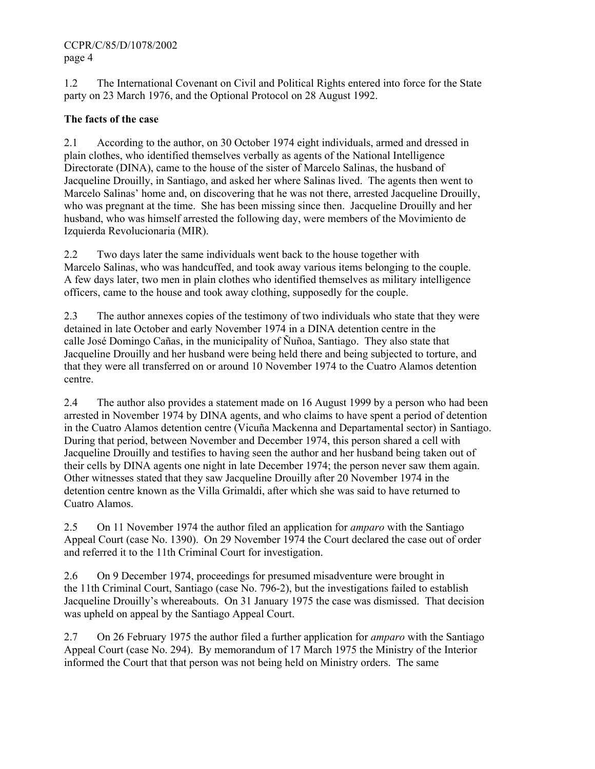1.2 The International Covenant on Civil and Political Rights entered into force for the State party on 23 March 1976, and the Optional Protocol on 28 August 1992.

**The facts of the case**

2.1 According to the author, on 30 October 1974 eight individuals, armed and dressed in plain clothes, who identified themselves verbally as agents of the National Intelligence Directorate (DINA), came to the house of the sister of Marcelo Salinas, the husband of Jacqueline Drouilly, in Santiago, and asked her where Salinas lived. The agents then went to Marcelo Salinas' home and, on discovering that he was not there, arrested Jacqueline Drouilly, who was pregnant at the time. She has been missing since then. Jacqueline Drouilly and her husband, who was himself arrested the following day, were members of the Movimiento de Izquierda Revolucionaria (MIR).

2.2 Two days later the same individuals went back to the house together with Marcelo Salinas, who was handcuffed, and took away various items belonging to the couple. A few days later, two men in plain clothes who identified themselves as military intelligence officers, came to the house and took away clothing, supposedly for the couple.

2.3 The author annexes copies of the testimony of two individuals who state that they were detained in late October and early November 1974 in a DINA detention centre in the calle José Domingo Cañas, in the municipality of Ñuñoa, Santiago. They also state that Jacqueline Drouilly and her husband were being held there and being subjected to torture, and that they were all transferred on or around 10 November 1974 to the Cuatro Alamos detention centre.

2.4 The author also provides a statement made on 16 August 1999 by a person who had been arrested in November 1974 by DINA agents, and who claims to have spent a period of detention in the Cuatro Alamos detention centre (Vicuña Mackenna and Departamental sector) in Santiago. During that period, between November and December 1974, this person shared a cell with Jacqueline Drouilly and testifies to having seen the author and her husband being taken out of their cells by DINA agents one night in late December 1974; the person never saw them again. Other witnesses stated that they saw Jacqueline Drouilly after 20 November 1974 in the detention centre known as the Villa Grimaldi, after which she was said to have returned to Cuatro Alamos.

2.5 On 11 November 1974 the author filed an application for *amparo* with the Santiago Appeal Court (case No. 1390). On 29 November 1974 the Court declared the case out of order and referred it to the 11th Criminal Court for investigation.

2.6 On 9 December 1974, proceedings for presumed misadventure were brought in the 11th Criminal Court, Santiago (case No. 796-2), but the investigations failed to establish Jacqueline Drouilly's whereabouts. On 31 January 1975 the case was dismissed. That decision was upheld on appeal by the Santiago Appeal Court.

2.7 On 26 February 1975 the author filed a further application for *amparo* with the Santiago Appeal Court (case No. 294). By memorandum of 17 March 1975 the Ministry of the Interior informed the Court that that person was not being held on Ministry orders. The same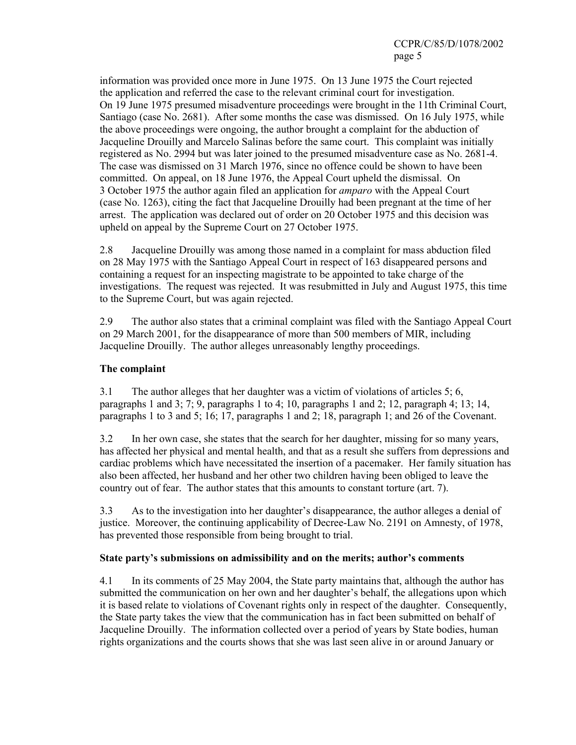information was provided once more in June 1975. On 13 June 1975 the Court rejected the application and referred the case to the relevant criminal court for investigation. On 19 June 1975 presumed misadventure proceedings were brought in the 11th Criminal Court, Santiago (case No. 2681). After some months the case was dismissed. On 16 July 1975, while the above proceedings were ongoing, the author brought a complaint for the abduction of Jacqueline Drouilly and Marcelo Salinas before the same court. This complaint was initially registered as No. 2994 but was later joined to the presumed misadventure case as No. 2681-4. The case was dismissed on 31 March 1976, since no offence could be shown to have been committed. On appeal, on 18 June 1976, the Appeal Court upheld the dismissal. On 3 October 1975 the author again filed an application for *amparo* with the Appeal Court (case No. 1263), citing the fact that Jacqueline Drouilly had been pregnant at the time of her arrest. The application was declared out of order on 20 October 1975 and this decision was upheld on appeal by the Supreme Court on 27 October 1975.

2.8 Jacqueline Drouilly was among those named in a complaint for mass abduction filed on 28 May 1975 with the Santiago Appeal Court in respect of 163 disappeared persons and containing a request for an inspecting magistrate to be appointed to take charge of the investigations. The request was rejected. It was resubmitted in July and August 1975, this time to the Supreme Court, but was again rejected.

2.9 The author also states that a criminal complaint was filed with the Santiago Appeal Court on 29 March 2001, for the disappearance of more than 500 members of MIR, including Jacqueline Drouilly. The author alleges unreasonably lengthy proceedings.

**The complaint**

3.1 The author alleges that her daughter was a victim of violations of articles 5; 6, paragraphs 1 and 3; 7; 9, paragraphs 1 to 4; 10, paragraphs 1 and 2; 12, paragraph 4; 13; 14, paragraphs 1 to 3 and 5; 16; 17, paragraphs 1 and 2; 18, paragraph 1; and 26 of the Covenant.

3.2 In her own case, she states that the search for her daughter, missing for so many years, has affected her physical and mental health, and that as a result she suffers from depressions and cardiac problems which have necessitated the insertion of a pacemaker. Her family situation has also been affected, her husband and her other two children having been obliged to leave the country out of fear. The author states that this amounts to constant torture (art. 7).

3.3 As to the investigation into her daughter's disappearance, the author alleges a denial of justice. Moreover, the continuing applicability of Decree-Law No. 2191 on Amnesty, of 1978, has prevented those responsible from being brought to trial.

**State party's submissions on admissibility and on the merits; author's comments**

4.1 In its comments of 25 May 2004, the State party maintains that, although the author has submitted the communication on her own and her daughter's behalf, the allegations upon which it is based relate to violations of Covenant rights only in respect of the daughter. Consequently, the State party takes the view that the communication has in fact been submitted on behalf of Jacqueline Drouilly. The information collected over a period of years by State bodies, human rights organizations and the courts shows that she was last seen alive in or around January or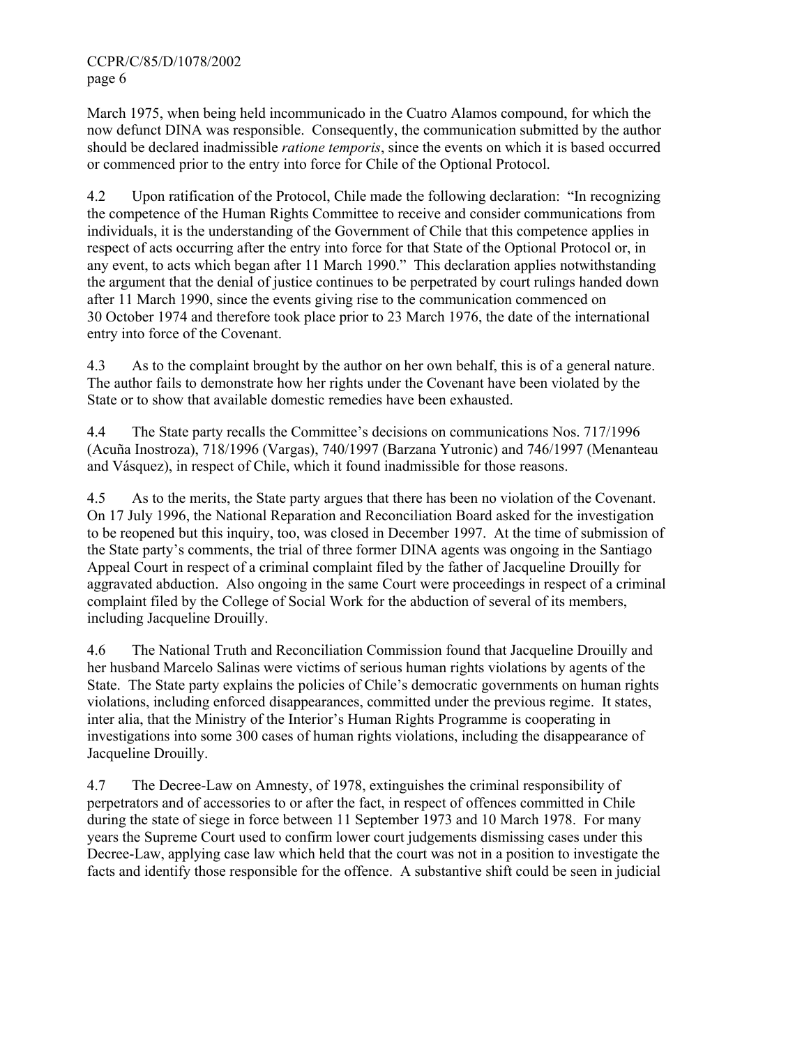March 1975, when being held incommunicado in the Cuatro Alamos compound, for which the now defunct DINA was responsible. Consequently, the communication submitted by the author should be declared inadmissible *ratione temporis*, since the events on which it is based occurred or commenced prior to the entry into force for Chile of the Optional Protocol.

4.2 Upon ratification of the Protocol, Chile made the following declaration: "In recognizing the competence of the Human Rights Committee to receive and consider communications from individuals, it is the understanding of the Government of Chile that this competence applies in respect of acts occurring after the entry into force for that State of the Optional Protocol or, in any event, to acts which began after 11 March 1990." This declaration applies notwithstanding the argument that the denial of justice continues to be perpetrated by court rulings handed down after 11 March 1990, since the events giving rise to the communication commenced on 30 October 1974 and therefore took place prior to 23 March 1976, the date of the international entry into force of the Covenant.

4.3 As to the complaint brought by the author on her own behalf, this is of a general nature. The author fails to demonstrate how her rights under the Covenant have been violated by the State or to show that available domestic remedies have been exhausted.

4.4 The State party recalls the Committee's decisions on communications Nos. 717/1996 (Acuña Inostroza), 718/1996 (Vargas), 740/1997 (Barzana Yutronic) and 746/1997 (Menanteau and Vásquez), in respect of Chile, which it found inadmissible for those reasons.

4.5 As to the merits, the State party argues that there has been no violation of the Covenant. On 17 July 1996, the National Reparation and Reconciliation Board asked for the investigation to be reopened but this inquiry, too, was closed in December 1997. At the time of submission of the State party's comments, the trial of three former DINA agents was ongoing in the Santiago Appeal Court in respect of a criminal complaint filed by the father of Jacqueline Drouilly for aggravated abduction. Also ongoing in the same Court were proceedings in respect of a criminal complaint filed by the College of Social Work for the abduction of several of its members, including Jacqueline Drouilly.

4.6 The National Truth and Reconciliation Commission found that Jacqueline Drouilly and her husband Marcelo Salinas were victims of serious human rights violations by agents of the State. The State party explains the policies of Chile's democratic governments on human rights violations, including enforced disappearances, committed under the previous regime. It states, inter alia, that the Ministry of the Interior's Human Rights Programme is cooperating in investigations into some 300 cases of human rights violations, including the disappearance of Jacqueline Drouilly.

4.7 The Decree-Law on Amnesty, of 1978, extinguishes the criminal responsibility of perpetrators and of accessories to or after the fact, in respect of offences committed in Chile during the state of siege in force between 11 September 1973 and 10 March 1978. For many years the Supreme Court used to confirm lower court judgements dismissing cases under this Decree-Law, applying case law which held that the court was not in a position to investigate the facts and identify those responsible for the offence. A substantive shift could be seen in judicial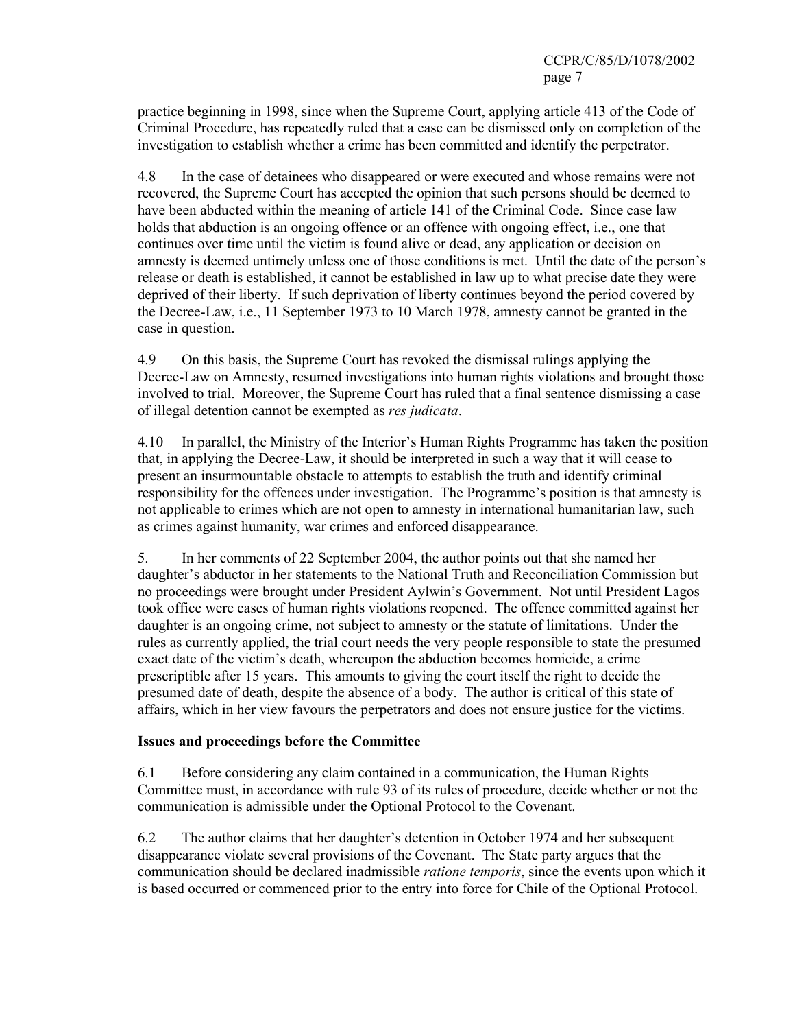practice beginning in 1998, since when the Supreme Court, applying article 413 of the Code of Criminal Procedure, has repeatedly ruled that a case can be dismissed only on completion of the investigation to establish whether a crime has been committed and identify the perpetrator.

4.8 In the case of detainees who disappeared or were executed and whose remains were not recovered, the Supreme Court has accepted the opinion that such persons should be deemed to have been abducted within the meaning of article 141 of the Criminal Code. Since case law holds that abduction is an ongoing offence or an offence with ongoing effect, i.e., one that continues over time until the victim is found alive or dead, any application or decision on amnesty is deemed untimely unless one of those conditions is met. Until the date of the person's release or death is established, it cannot be established in law up to what precise date they were deprived of their liberty. If such deprivation of liberty continues beyond the period covered by the Decree-Law, i.e., 11 September 1973 to 10 March 1978, amnesty cannot be granted in the case in question.

4.9 On this basis, the Supreme Court has revoked the dismissal rulings applying the Decree-Law on Amnesty, resumed investigations into human rights violations and brought those involved to trial. Moreover, the Supreme Court has ruled that a final sentence dismissing a case of illegal detention cannot be exempted as *res judicata*.

4.10 In parallel, the Ministry of the Interior's Human Rights Programme has taken the position that, in applying the Decree-Law, it should be interpreted in such a way that it will cease to present an insurmountable obstacle to attempts to establish the truth and identify criminal responsibility for the offences under investigation. The Programme's position is that amnesty is not applicable to crimes which are not open to amnesty in international humanitarian law, such as crimes against humanity, war crimes and enforced disappearance.

5. In her comments of 22 September 2004, the author points out that she named her daughter's abductor in her statements to the National Truth and Reconciliation Commission but no proceedings were brought under President Aylwin's Government. Not until President Lagos took office were cases of human rights violations reopened. The offence committed against her daughter is an ongoing crime, not subject to amnesty or the statute of limitations. Under the rules as currently applied, the trial court needs the very people responsible to state the presumed exact date of the victim's death, whereupon the abduction becomes homicide, a crime prescriptible after 15 years. This amounts to giving the court itself the right to decide the presumed date of death, despite the absence of a body. The author is critical of this state of affairs, which in her view favours the perpetrators and does not ensure justice for the victims.

**Issues and proceedings before the Committee**

6.1 Before considering any claim contained in a communication, the Human Rights Committee must, in accordance with rule 93 of its rules of procedure, decide whether or not the communication is admissible under the Optional Protocol to the Covenant.

6.2 The author claims that her daughter's detention in October 1974 and her subsequent disappearance violate several provisions of the Covenant. The State party argues that the communication should be declared inadmissible *ratione temporis*, since the events upon which it is based occurred or commenced prior to the entry into force for Chile of the Optional Protocol.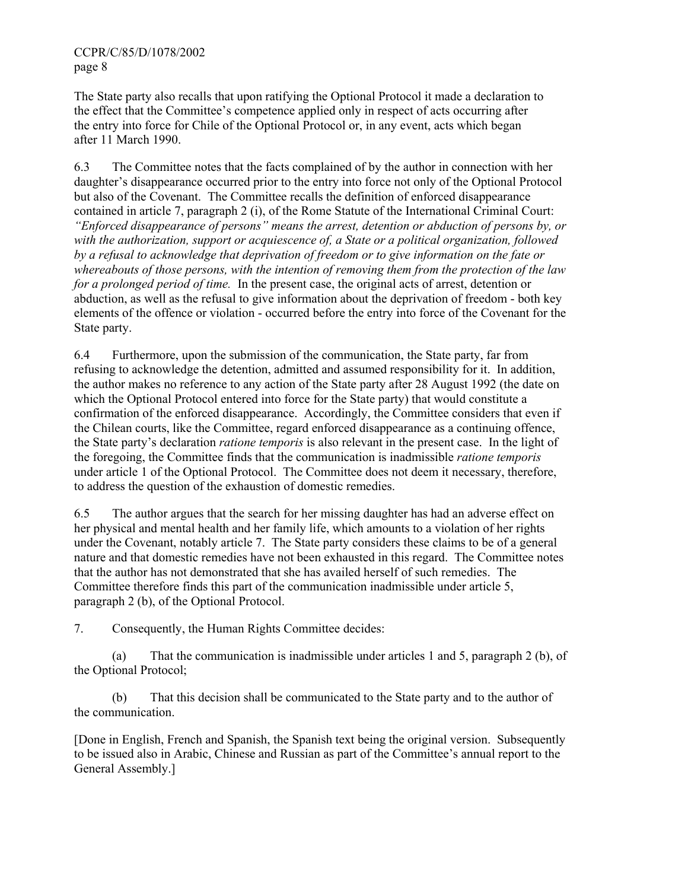The State party also recalls that upon ratifying the Optional Protocol it made a declaration to the effect that the Committee's competence applied only in respect of acts occurring after the entry into force for Chile of the Optional Protocol or, in any event, acts which began after 11 March 1990.

6.3 The Committee notes that the facts complained of by the author in connection with her daughter's disappearance occurred prior to the entry into force not only of the Optional Protocol but also of the Covenant. The Committee recalls the definition of enforced disappearance contained in article 7, paragraph 2 (i), of the Rome Statute of the International Criminal Court: *"Enforced disappearance of persons" means the arrest, detention or abduction of persons by, or with the authorization, support or acquiescence of, a State or a political organization, followed by a refusal to acknowledge that deprivation of freedom or to give information on the fate or whereabouts of those persons, with the intention of removing them from the protection of the law for a prolonged period of time.* In the present case, the original acts of arrest, detention or abduction, as well as the refusal to give information about the deprivation of freedom - both key elements of the offence or violation - occurred before the entry into force of the Covenant for the State party.

6.4 Furthermore, upon the submission of the communication, the State party, far from refusing to acknowledge the detention, admitted and assumed responsibility for it. In addition, the author makes no reference to any action of the State party after 28 August 1992 (the date on which the Optional Protocol entered into force for the State party) that would constitute a confirmation of the enforced disappearance. Accordingly, the Committee considers that even if the Chilean courts, like the Committee, regard enforced disappearance as a continuing offence, the State party's declaration *ratione temporis* is also relevant in the present case. In the light of the foregoing, the Committee finds that the communication is inadmissible *ratione temporis* under article 1 of the Optional Protocol. The Committee does not deem it necessary, therefore, to address the question of the exhaustion of domestic remedies.

6.5 The author argues that the search for her missing daughter has had an adverse effect on her physical and mental health and her family life, which amounts to a violation of her rights under the Covenant, notably article 7. The State party considers these claims to be of a general nature and that domestic remedies have not been exhausted in this regard. The Committee notes that the author has not demonstrated that she has availed herself of such remedies. The Committee therefore finds this part of the communication inadmissible under article 5, paragraph 2 (b), of the Optional Protocol.

7. Consequently, the Human Rights Committee decides:

(a) That the communication is inadmissible under articles 1 and 5, paragraph 2 (b), of the Optional Protocol;

(b) That this decision shall be communicated to the State party and to the author of the communication.

[Done in English, French and Spanish, the Spanish text being the original version. Subsequently to be issued also in Arabic, Chinese and Russian as part of the Committee's annual report to the General Assembly.]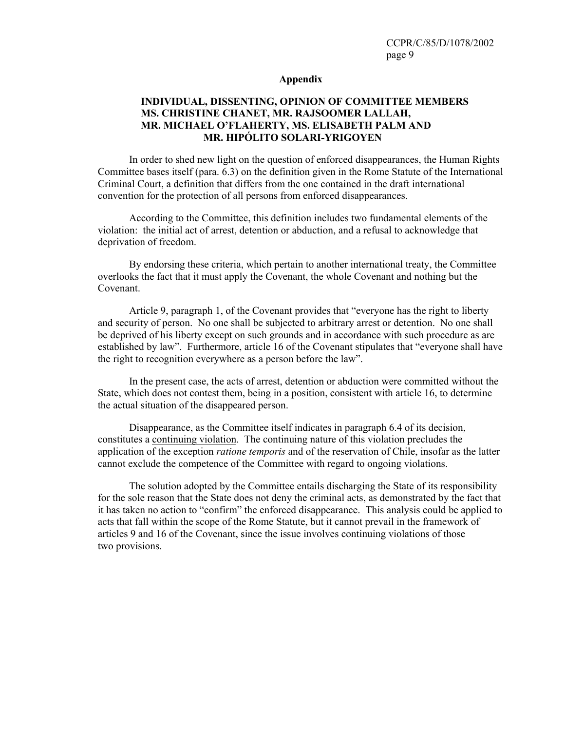## Appendix

### INDIVIDUAL, DISSENTING, OPINION OF COMMITTEE MEMBERS MS. CHRISTINE CHANET, MR. RAJSOOMER LALLAH, MR. MICHAEL O'FLAHERTY, MS. ELISABETH PALM AND MR. HIPÓLITO SOLARI-YRIGOYEN

In order to shed new light on the question of enforced disappearances, the Human Rights Committee bases itself (para. 6.3) on the definition given in the Rome Statute of the International Criminal Court, a definition that differs from the one contained in the draft international convention for the protection of all persons from enforced disappearances.

According to the Committee, this definition includes two fundamental elements of the violation: the initial act of arrest, detention or abduction, and a refusal to acknowledge that deprivation of freedom.

By endorsing these criteria, which pertain to another international treaty, the Committee overlooks the fact that it must apply the Covenant, the whole Covenant and nothing but the Covenant.

Article 9, paragraph 1, of the Covenant provides that "everyone has the right to liberty and security of person. No one shall be subjected to arbitrary arrest or detention. No one shall be deprived of his liberty except on such grounds and in accordance with such procedure as are established by law". Furthermore, article 16 of the Covenant stipulates that "everyone shall have the right to recognition everywhere as a person before the law".

In the present case, the acts of arrest, detention or abduction were committed without the State, which does not contest them, being in a position, consistent with article 16, to determine the actual situation of the disappeared person.

Disappearance, as the Committee itself indicates in paragraph 6.4 of its decision, constitutes a <u>continuing violation</u>. The continuing nature of this violation precludes the application of the exception *ratione temporis* and of the reservation of Chile, insofar as the latter cannot exclude the competence of the Committee with regard to ongoing violations.

The solution adopted by the Committee entails discharging the State of its responsibility for the sole reason that the State does not deny the criminal acts, as demonstrated by the fact that it has taken no action to "confirm" the enforced disappearance. This analysis could be applied to acts that fall within the scope of the Rome Statute, but it cannot prevail in the framework of articles 9 and 16 of the Covenant, since the issue involves continuing violations of those two provisions.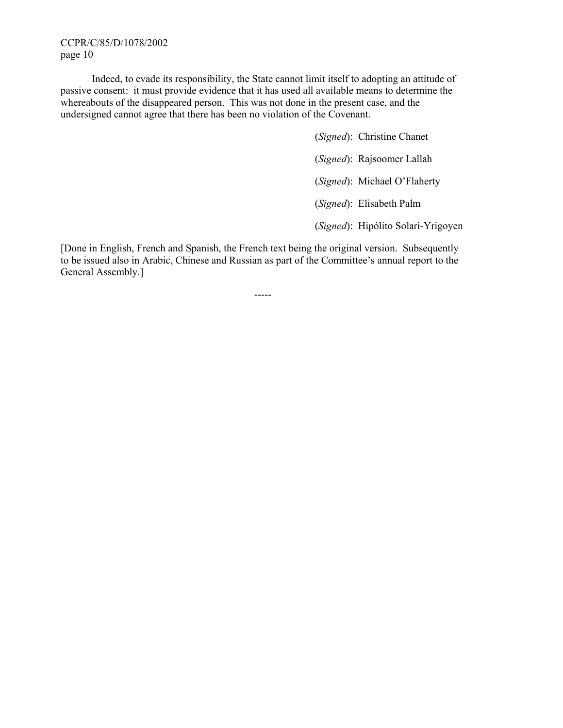Indeed, to evade its responsibility, the State cannot limit itself to adopting an attitude of passive consent: it must provide evidence that it has used all available means to determine the whereabouts of the disappeared person. This was not done in the present case, and the undersigned cannot agree that there has been no violation of the Covenant.

(*Signed*): Christine Chanet

(*Signed*): Rajsoomer Lallah

(*Signed*): Michael O'Flaherty

(*Signed*): Elisabeth Palm

(*Signed*): Hipólito Solari-Yrigoyen

[Done in English, French and Spanish, the French text being the original version. Subsequently to be issued also in Arabic, Chinese and Russian as part of the Committee's annual report to the General Assembly.]

-----